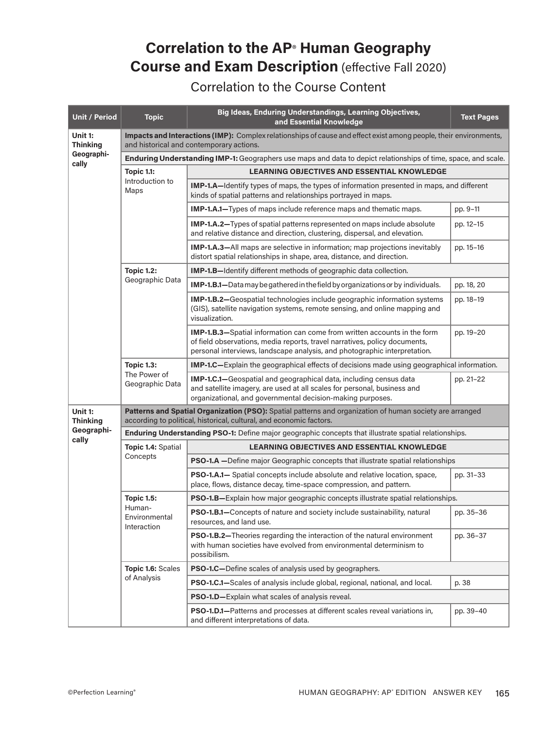# Correlation to the AP® Human Geography Course and Exam Description (effective Fall 2020)

## Correlation to the Course Content

| Unit / Period | Topic | Big Ideas, Enduring Understandings, Learning Objectives, and Essential Knowledge | Text Pages |
|---|---|---|---|
| Unit 1: Thinking Geographically | | **Impacts and Interactions (IMP):** Complex relationships of cause and effect exist among people, their environments, and historical and contemporary actions. | |
| | | **Enduring Understanding IMP-1:** Geographers use maps and data to depict relationships of time, space, and scale. | |
| | Topic 1.1: Introduction to Maps | **LEARNING OBJECTIVES AND ESSENTIAL KNOWLEDGE** | |
| | | **IMP-1.A—**Identify types of maps, the types of information presented in maps, and different kinds of spatial patterns and relationships portrayed in maps. | |
| | | **IMP-1.A.1—**Types of maps include reference maps and thematic maps. | pp. 9–11 |
| | | **IMP-1.A.2—**Types of spatial patterns represented on maps include absolute and relative distance and direction, clustering, dispersal, and elevation. | pp. 12–15 |
| | | **IMP-1.A.3—**All maps are selective in information; map projections inevitably distort spatial relationships in shape, area, distance, and direction. | pp. 15–16 |
| | Topic 1.2: Geographic Data | **IMP-1.B—**Identify different methods of geographic data collection. | |
| | | **IMP-1.B.1—**Data may be gathered in the field by organizations or by individuals. | pp. 18, 20 |
| | | **IMP-1.B.2—**Geospatial technologies include geographic information systems (GIS), satellite navigation systems, remote sensing, and online mapping and visualization. | pp. 18–19 |
| | | **IMP-1.B.3—**Spatial information can come from written accounts in the form of field observations, media reports, travel narratives, policy documents, personal interviews, landscape analysis, and photographic interpretation. | pp. 19–20 |
| | Topic 1.3: The Power of Geographic Data | **IMP-1.C—**Explain the geographical effects of decisions made using geographical information. | |
| | | **IMP-1.C.1—**Geospatial and geographical data, including census data and satellite imagery, are used at all scales for personal, business and organizational, and governmental decision-making purposes. | pp. 21–22 |
| Unit 1: Thinking Geographically | | **Patterns and Spatial Organization (PSO):** Spatial patterns and organization of human society are arranged according to political, historical, cultural, and economic factors. | |
| | | **Enduring Understanding PSO-1:** Define major geographic concepts that illustrate spatial relationships. | |
| | Topic 1.4: Spatial Concepts | **LEARNING OBJECTIVES AND ESSENTIAL KNOWLEDGE** | |
| | | **PSO-1.A —**Define major Geographic concepts that illustrate spatial relationships | |
| | | **PSO-1.A.1—** Spatial concepts include absolute and relative location, space, place, flows, distance decay, time-space compression, and pattern. | pp. 31–33 |
| | Topic 1.5: Human-Environmental Interaction | **PSO-1.B—**Explain how major geographic concepts illustrate spatial relationships. | |
| | | **PSO-1.B.1—**Concepts of nature and society include sustainability, natural resources, and land use. | pp. 35–36 |
| | | **PSO-1.B.2—**Theories regarding the interaction of the natural environment with human societies have evolved from environmental determinism to possibilism. | pp. 36–37 |
| | Topic 1.6: Scales of Analysis | **PSO-1.C—**Define scales of analysis used by geographers. | |
| | | **PSO-1.C.1—**Scales of analysis include global, regional, national, and local. | p. 38 |
| | | **PSO-1.D—**Explain what scales of analysis reveal. | |
| | | **PSO-1.D.1—**Patterns and processes at different scales reveal variations in, and different interpretations of data. | pp. 39–40 |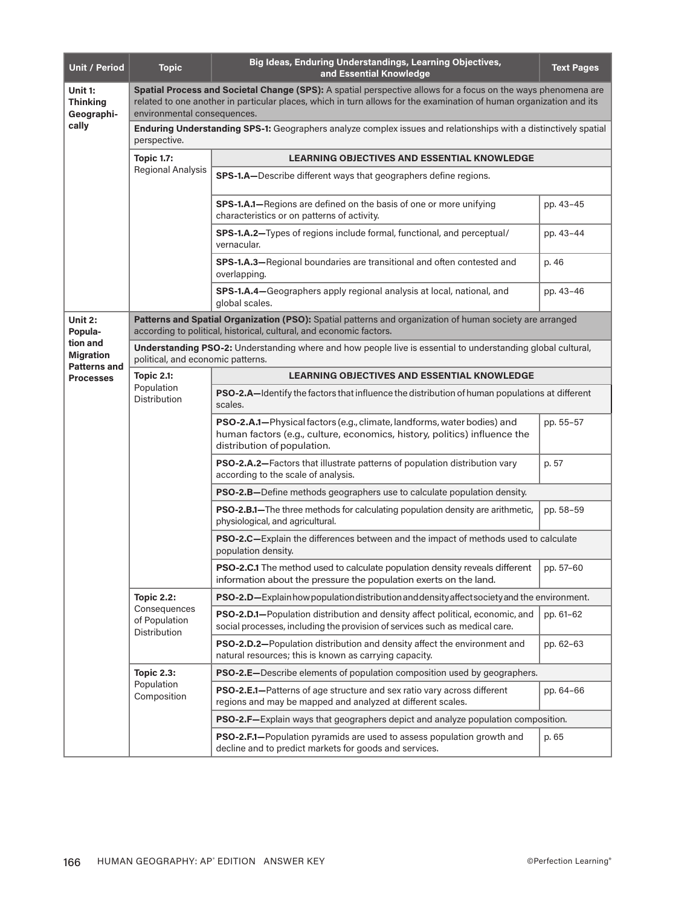| Unit / Period | Topic | Big Ideas, Enduring Understandings, Learning Objectives, and Essential Knowledge | Text Pages |
|---|---|---|---|
| **Unit 1: Thinking Geographically** | **Spatial Process and Societal Change (SPS):** A spatial perspective allows for a focus on the ways phenomena are related to one another in particular places, which in turn allows for the examination of human organization and its environmental consequences. | | |
| | **Enduring Understanding SPS-1:** Geographers analyze complex issues and relationships with a distinctively spatial perspective. | | |
| | **Topic 1.7:** Regional Analysis | **LEARNING OBJECTIVES AND ESSENTIAL KNOWLEDGE** | |
| | | **SPS-1.A—**Describe different ways that geographers define regions. | |
| | | **SPS-1.A.1—**Regions are defined on the basis of one or more unifying characteristics or on patterns of activity. | pp. 43–45 |
| | | **SPS-1.A.2—**Types of regions include formal, functional, and perceptual/vernacular. | pp. 43–44 |
| | | **SPS-1.A.3—**Regional boundaries are transitional and often contested and overlapping. | p. 46 |
| | | **SPS-1.A.4—**Geographers apply regional analysis at local, national, and global scales. | pp. 43–46 |
| **Unit 2: Population and Migration Patterns and Processes** | **Patterns and Spatial Organization (PSO):** Spatial patterns and organization of human society are arranged according to political, historical, cultural, and economic factors. | | |
| | **Understanding PSO-2:** Understanding where and how people live is essential to understanding global cultural, political, and economic patterns. | | |
| | **Topic 2.1:** Population Distribution | **LEARNING OBJECTIVES AND ESSENTIAL KNOWLEDGE** | |
| | | **PSO-2.A—**Identify the factors that influence the distribution of human populations at different scales. | |
| | | **PSO-2.A.1—**Physical factors (e.g., climate, landforms, water bodies) and human factors (e.g., culture, economics, history, politics) influence the distribution of population. | pp. 55–57 |
| | | **PSO-2.A.2—**Factors that illustrate patterns of population distribution vary according to the scale of analysis. | p. 57 |
| | | **PSO-2.B—**Define methods geographers use to calculate population density. | |
| | | **PSO-2.B.1—**The three methods for calculating population density are arithmetic, physiological, and agricultural. | pp. 58–59 |
| | | **PSO-2.C—**Explain the differences between and the impact of methods used to calculate population density. | |
| | | **PSO-2.C.1** The method used to calculate population density reveals different information about the pressure the population exerts on the land. | pp. 57–60 |
| | **Topic 2.2:** Consequences of Population Distribution | **PSO-2.D—**Explain how population distribution and density affect society and the environment. | |
| | | **PSO-2.D.1—**Population distribution and density affect political, economic, and social processes, including the provision of services such as medical care. | pp. 61–62 |
| | | **PSO-2.D.2—**Population distribution and density affect the environment and natural resources; this is known as carrying capacity. | pp. 62–63 |
| | **Topic 2.3:** Population Composition | **PSO-2.E—**Describe elements of population composition used by geographers. | |
| | | **PSO-2.E.1—**Patterns of age structure and sex ratio vary across different regions and may be mapped and analyzed at different scales. | pp. 64–66 |
| | | **PSO-2.F—**Explain ways that geographers depict and analyze population composition. | |
| | | **PSO-2.F.1—**Population pyramids are used to assess population growth and decline and to predict markets for goods and services. | p. 65 |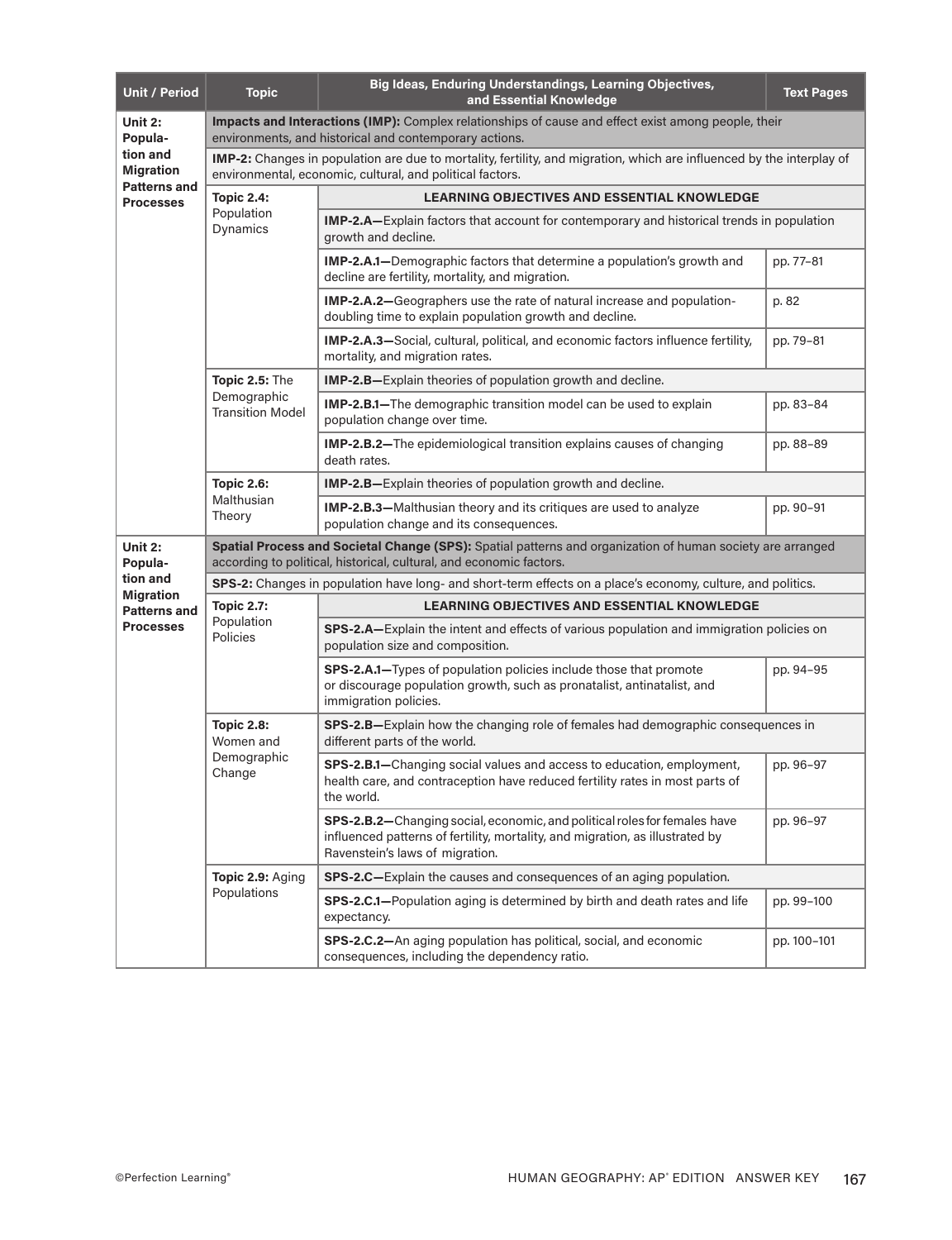| Unit / Period | Topic | Big Ideas, Enduring Understandings, Learning Objectives, and Essential Knowledge | Text Pages |
|---|---|---|---|
| **Unit 2: Population and Migration Patterns and Processes** | | **Impacts and Interactions (IMP):** Complex relationships of cause and effect exist among people, their environments, and historical and contemporary actions. | |
| | | **IMP-2:** Changes in population are due to mortality, fertility, and migration, which are influenced by the interplay of environmental, economic, cultural, and political factors. | |
| | **Topic 2.4:** Population Dynamics | **LEARNING OBJECTIVES AND ESSENTIAL KNOWLEDGE** | |
| | | **IMP-2.A—**Explain factors that account for contemporary and historical trends in population growth and decline. | |
| | | **IMP-2.A.1—**Demographic factors that determine a population's growth and decline are fertility, mortality, and migration. | pp. 77–81 |
| | | **IMP-2.A.2—**Geographers use the rate of natural increase and population-doubling time to explain population growth and decline. | p. 82 |
| | | **IMP-2.A.3—**Social, cultural, political, and economic factors influence fertility, mortality, and migration rates. | pp. 79–81 |
| | **Topic 2.5:** The Demographic Transition Model | **IMP-2.B—**Explain theories of population growth and decline. | |
| | | **IMP-2.B.1—**The demographic transition model can be used to explain population change over time. | pp. 83–84 |
| | | **IMP-2.B.2—**The epidemiological transition explains causes of changing death rates. | pp. 88–89 |
| | **Topic 2.6:** Malthusian Theory | **IMP-2.B—**Explain theories of population growth and decline. | |
| | | **IMP-2.B.3—**Malthusian theory and its critiques are used to analyze population change and its consequences. | pp. 90–91 |
| **Unit 2: Population and Migration Patterns and Processes** | | **Spatial Process and Societal Change (SPS):** Spatial patterns and organization of human society are arranged according to political, historical, cultural, and economic factors. | |
| | | **SPS-2:** Changes in population have long- and short-term effects on a place's economy, culture, and politics. | |
| | **Topic 2.7:** Population Policies | **LEARNING OBJECTIVES AND ESSENTIAL KNOWLEDGE** | |
| | | **SPS-2.A—**Explain the intent and effects of various population and immigration policies on population size and composition. | |
| | | **SPS-2.A.1—**Types of population policies include those that promote or discourage population growth, such as pronatalist, antinatalist, and immigration policies. | pp. 94–95 |
| | **Topic 2.8:** Women and Demographic Change | **SPS-2.B—**Explain how the changing role of females had demographic consequences in different parts of the world. | |
| | | **SPS-2.B.1—**Changing social values and access to education, employment, health care, and contraception have reduced fertility rates in most parts of the world. | pp. 96–97 |
| | | **SPS-2.B.2—**Changing social, economic, and political roles for females have influenced patterns of fertility, mortality, and migration, as illustrated by Ravenstein's laws of migration. | pp. 96–97 |
| | **Topic 2.9:** Aging Populations | **SPS-2.C—**Explain the causes and consequences of an aging population. | |
| | | **SPS-2.C.1—**Population aging is determined by birth and death rates and life expectancy. | pp. 99–100 |
| | | **SPS-2.C.2—**An aging population has political, social, and economic consequences, including the dependency ratio. | pp. 100–101 |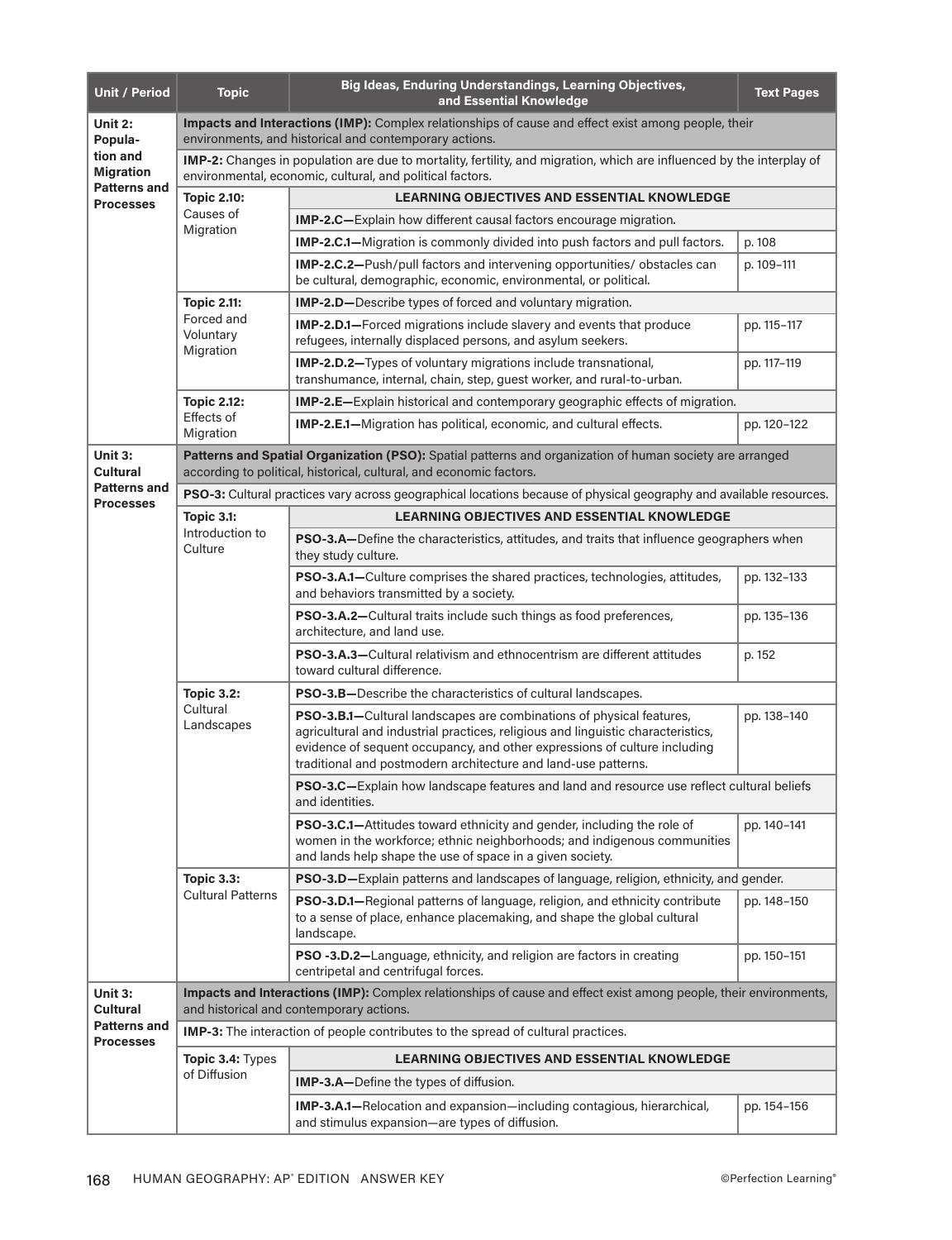| Unit / Period | Topic | Big Ideas, Enduring Understandings, Learning Objectives, and Essential Knowledge | Text Pages |
|---|---|---|---|
| **Unit 2: Population and Migration Patterns and Processes** | **Impacts and Interactions (IMP):** Complex relationships of cause and effect exist among people, their environments, and historical and contemporary actions. | | |
| | **IMP-2:** Changes in population are due to mortality, fertility, and migration, which are influenced by the interplay of environmental, economic, cultural, and political factors. | | |
| | **Topic 2.10:** Causes of Migration | **LEARNING OBJECTIVES AND ESSENTIAL KNOWLEDGE** | |
| | | **IMP-2.C—**Explain how different causal factors encourage migration. | |
| | | **IMP-2.C.1—**Migration is commonly divided into push factors and pull factors. | p. 108 |
| | | **IMP-2.C.2—**Push/pull factors and intervening opportunities/ obstacles can be cultural, demographic, economic, environmental, or political. | p. 109–111 |
| | **Topic 2.11:** Forced and Voluntary Migration | **IMP-2.D—**Describe types of forced and voluntary migration. | |
| | | **IMP-2.D.1—**Forced migrations include slavery and events that produce refugees, internally displaced persons, and asylum seekers. | pp. 115–117 |
| | | **IMP-2.D.2—**Types of voluntary migrations include transnational, transhumance, internal, chain, step, guest worker, and rural-to-urban. | pp. 117–119 |
| | **Topic 2.12:** Effects of Migration | **IMP-2.E—**Explain historical and contemporary geographic effects of migration. | |
| | | **IMP-2.E.1—**Migration has political, economic, and cultural effects. | pp. 120–122 |
| **Unit 3: Cultural Patterns and Processes** | **Patterns and Spatial Organization (PSO):** Spatial patterns and organization of human society are arranged according to political, historical, cultural, and economic factors. | | |
| | **PSO-3:** Cultural practices vary across geographical locations because of physical geography and available resources. | | |
| | **Topic 3.1:** Introduction to Culture | **LEARNING OBJECTIVES AND ESSENTIAL KNOWLEDGE** | |
| | | **PSO-3.A—**Define the characteristics, attitudes, and traits that influence geographers when they study culture. | |
| | | **PSO-3.A.1—**Culture comprises the shared practices, technologies, attitudes, and behaviors transmitted by a society. | pp. 132–133 |
| | | **PSO-3.A.2—**Cultural traits include such things as food preferences, architecture, and land use. | pp. 135–136 |
| | | **PSO-3.A.3—**Cultural relativism and ethnocentrism are different attitudes toward cultural difference. | p. 152 |
| | **Topic 3.2:** Cultural Landscapes | **PSO-3.B—**Describe the characteristics of cultural landscapes. | |
| | | **PSO-3.B.1—**Cultural landscapes are combinations of physical features, agricultural and industrial practices, religious and linguistic characteristics, evidence of sequent occupancy, and other expressions of culture including traditional and postmodern architecture and land-use patterns. | pp. 138–140 |
| | | **PSO-3.C—**Explain how landscape features and land and resource use reflect cultural beliefs and identities. | |
| | | **PSO-3.C.1—**Attitudes toward ethnicity and gender, including the role of women in the workforce; ethnic neighborhoods; and indigenous communities and lands help shape the use of space in a given society. | pp. 140–141 |
| | **Topic 3.3:** Cultural Patterns | **PSO-3.D—**Explain patterns and landscapes of language, religion, ethnicity, and gender. | |
| | | **PSO-3.D.1—**Regional patterns of language, religion, and ethnicity contribute to a sense of place, enhance placemaking, and shape the global cultural landscape. | pp. 148–150 |
| | | **PSO -3.D.2—**Language, ethnicity, and religion are factors in creating centripetal and centrifugal forces. | pp. 150–151 |
| **Unit 3: Cultural Patterns and Processes** | **Impacts and Interactions (IMP):** Complex relationships of cause and effect exist among people, their environments, and historical and contemporary actions. | | |
| | **IMP-3:** The interaction of people contributes to the spread of cultural practices. | | |
| | **Topic 3.4:** Types of Diffusion | **LEARNING OBJECTIVES AND ESSENTIAL KNOWLEDGE** | |
| | | **IMP-3.A—**Define the types of diffusion. | |
| | | **IMP-3.A.1—**Relocation and expansion—including contagious, hierarchical, and stimulus expansion—are types of diffusion. | pp. 154–156 |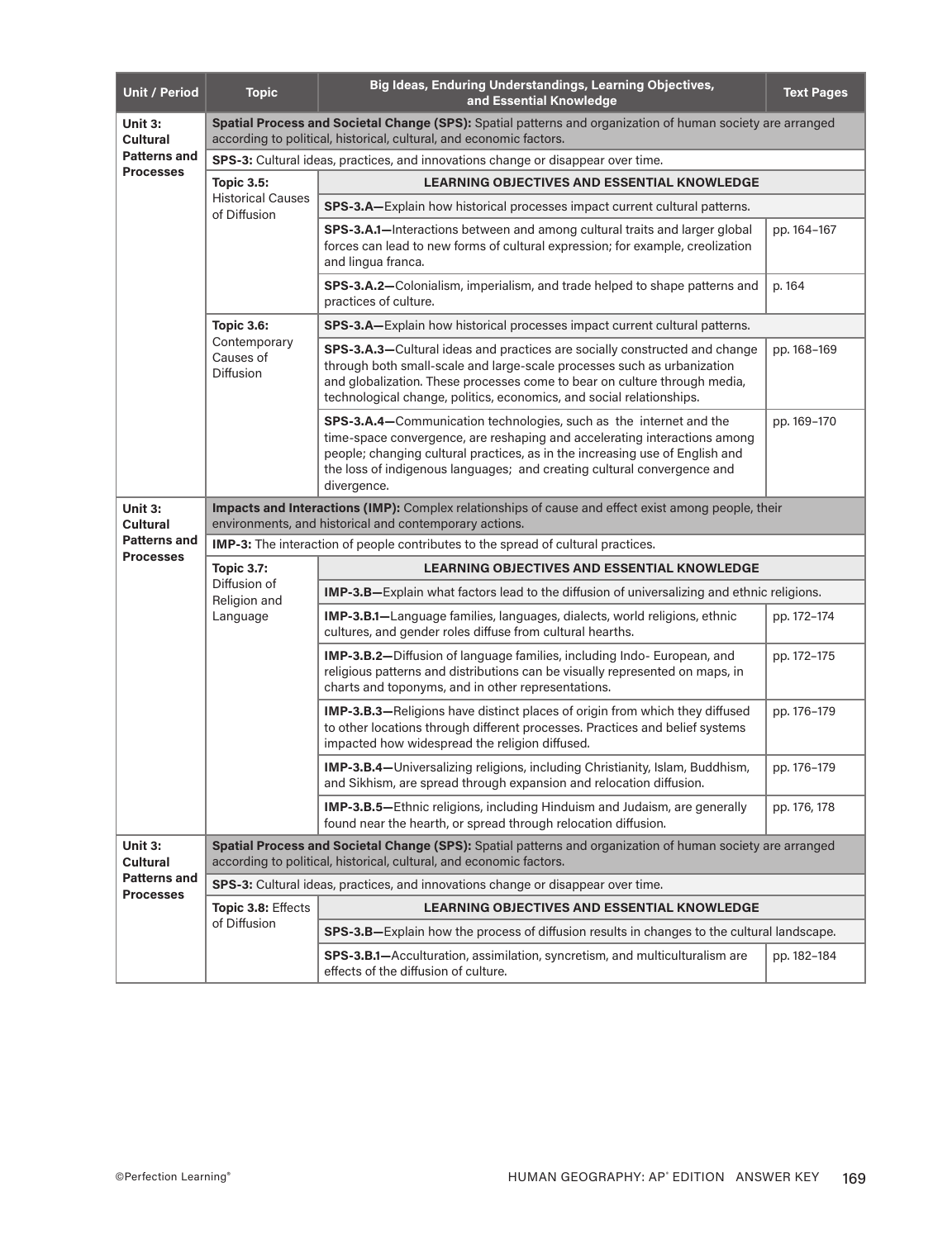| Unit / Period | Topic | Big Ideas, Enduring Understandings, Learning Objectives, and Essential Knowledge | Text Pages |
|---|---|---|---|
| **Unit 3: Cultural Patterns and Processes** | | **Spatial Process and Societal Change (SPS):** Spatial patterns and organization of human society are arranged according to political, historical, cultural, and economic factors. | |
| | | **SPS-3:** Cultural ideas, practices, and innovations change or disappear over time. | |
| | **Topic 3.5:** Historical Causes of Diffusion | **LEARNING OBJECTIVES AND ESSENTIAL KNOWLEDGE** | |
| | | **SPS-3.A—**Explain how historical processes impact current cultural patterns. | |
| | | **SPS-3.A.1—**Interactions between and among cultural traits and larger global forces can lead to new forms of cultural expression; for example, creolization and lingua franca. | pp. 164–167 |
| | | **SPS-3.A.2—**Colonialism, imperialism, and trade helped to shape patterns and practices of culture. | p. 164 |
| | **Topic 3.6:** Contemporary Causes of Diffusion | **SPS-3.A—**Explain how historical processes impact current cultural patterns. | |
| | | **SPS-3.A.3—**Cultural ideas and practices are socially constructed and change through both small-scale and large-scale processes such as urbanization and globalization. These processes come to bear on culture through media, technological change, politics, economics, and social relationships. | pp. 168–169 |
| | | **SPS-3.A.4—**Communication technologies, such as the internet and the time-space convergence, are reshaping and accelerating interactions among people; changing cultural practices, as in the increasing use of English and the loss of indigenous languages; and creating cultural convergence and divergence. | pp. 169–170 |
| **Unit 3: Cultural Patterns and Processes** | | **Impacts and Interactions (IMP):** Complex relationships of cause and effect exist among people, their environments, and historical and contemporary actions. | |
| | | **IMP-3:** The interaction of people contributes to the spread of cultural practices. | |
| | **Topic 3.7:** Diffusion of Religion and Language | **LEARNING OBJECTIVES AND ESSENTIAL KNOWLEDGE** | |
| | | **IMP-3.B—**Explain what factors lead to the diffusion of universalizing and ethnic religions. | |
| | | **IMP-3.B.1—**Language families, languages, dialects, world religions, ethnic cultures, and gender roles diffuse from cultural hearths. | pp. 172–174 |
| | | **IMP-3.B.2—**Diffusion of language families, including Indo- European, and religious patterns and distributions can be visually represented on maps, in charts and toponyms, and in other representations. | pp. 172–175 |
| | | **IMP-3.B.3—**Religions have distinct places of origin from which they diffused to other locations through different processes. Practices and belief systems impacted how widespread the religion diffused. | pp. 176–179 |
| | | **IMP-3.B.4—**Universalizing religions, including Christianity, Islam, Buddhism, and Sikhism, are spread through expansion and relocation diffusion. | pp. 176–179 |
| | | **IMP-3.B.5—**Ethnic religions, including Hinduism and Judaism, are generally found near the hearth, or spread through relocation diffusion. | pp. 176, 178 |
| **Unit 3: Cultural Patterns and Processes** | | **Spatial Process and Societal Change (SPS):** Spatial patterns and organization of human society are arranged according to political, historical, cultural, and economic factors. | |
| | | **SPS-3:** Cultural ideas, practices, and innovations change or disappear over time. | |
| | **Topic 3.8:** Effects of Diffusion | **LEARNING OBJECTIVES AND ESSENTIAL KNOWLEDGE** | |
| | | **SPS-3.B—**Explain how the process of diffusion results in changes to the cultural landscape. | |
| | | **SPS-3.B.1—**Acculturation, assimilation, syncretism, and multiculturalism are effects of the diffusion of culture. | pp. 182–184 |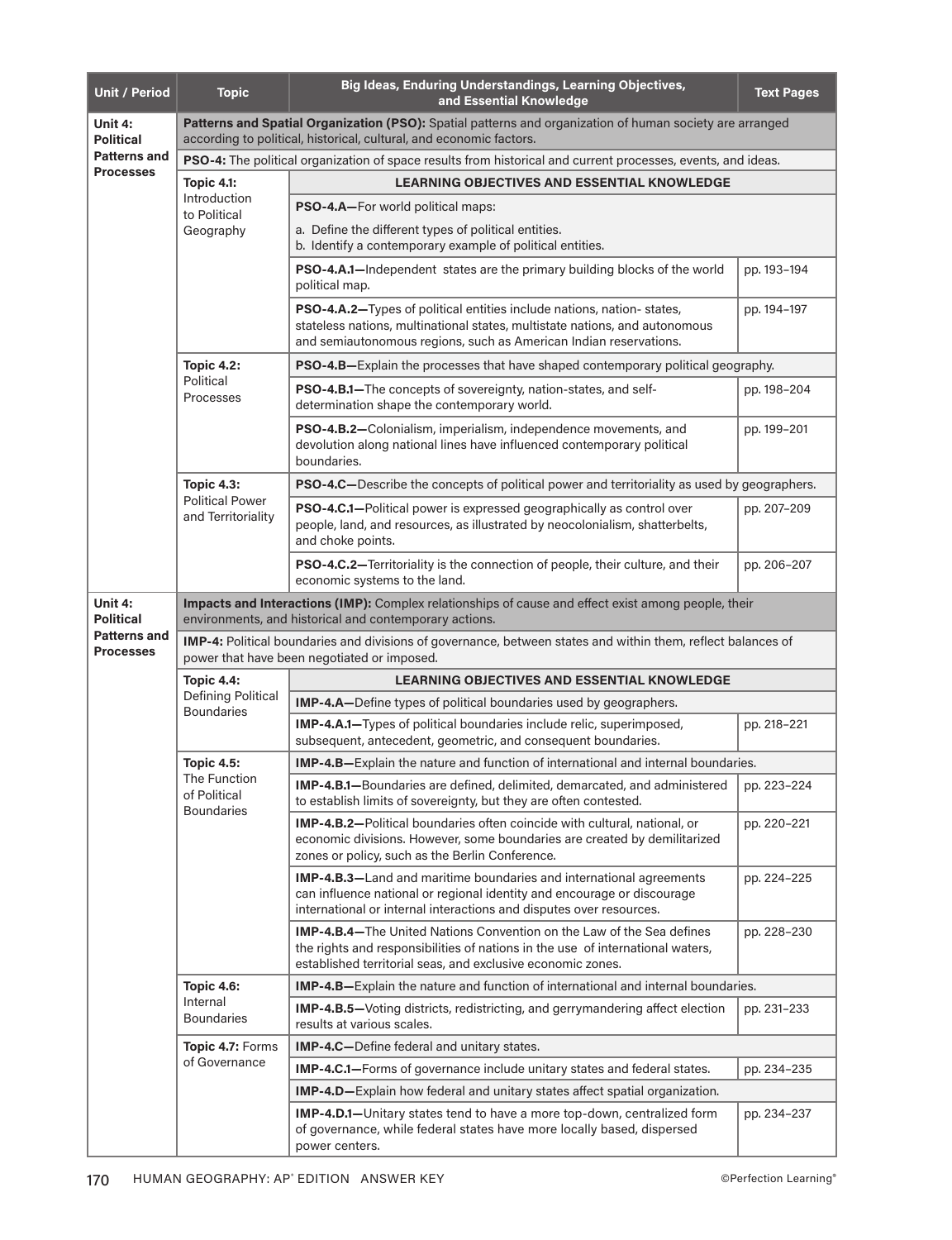| Unit / Period | Topic | Big Ideas, Enduring Understandings, Learning Objectives, and Essential Knowledge | Text Pages |
|---|---|---|---|
| **Unit 4: Political Patterns and Processes** | **Patterns and Spatial Organization (PSO):** Spatial patterns and organization of human society are arranged according to political, historical, cultural, and economic factors. | | |
| | **PSO-4:** The political organization of space results from historical and current processes, events, and ideas. | | |
| | **Topic 4.1:** Introduction to Political Geography | **LEARNING OBJECTIVES AND ESSENTIAL KNOWLEDGE** | |
| | | **PSO-4.A—**For world political maps: a. Define the different types of political entities. b. Identify a contemporary example of political entities. | |
| | | **PSO-4.A.1—**Independent states are the primary building blocks of the world political map. | pp. 193–194 |
| | | **PSO-4.A.2—**Types of political entities include nations, nation- states, stateless nations, multinational states, multistate nations, and autonomous and semiautonomous regions, such as American Indian reservations. | pp. 194–197 |
| | **Topic 4.2:** Political Processes | **PSO-4.B—**Explain the processes that have shaped contemporary political geography. | |
| | | **PSO-4.B.1—**The concepts of sovereignty, nation-states, and self-determination shape the contemporary world. | pp. 198–204 |
| | | **PSO-4.B.2—**Colonialism, imperialism, independence movements, and devolution along national lines have influenced contemporary political boundaries. | pp. 199–201 |
| | **Topic 4.3:** Political Power and Territoriality | **PSO-4.C—**Describe the concepts of political power and territoriality as used by geographers. | |
| | | **PSO-4.C.1—**Political power is expressed geographically as control over people, land, and resources, as illustrated by neocolonialism, shatterbelts, and choke points. | pp. 207–209 |
| | | **PSO-4.C.2—**Territoriality is the connection of people, their culture, and their economic systems to the land. | pp. 206–207 |
| **Unit 4: Political Patterns and Processes** | **Impacts and Interactions (IMP):** Complex relationships of cause and effect exist among people, their environments, and historical and contemporary actions. | | |
| | **IMP-4:** Political boundaries and divisions of governance, between states and within them, reflect balances of power that have been negotiated or imposed. | | |
| | **Topic 4.4:** Defining Political Boundaries | **LEARNING OBJECTIVES AND ESSENTIAL KNOWLEDGE** | |
| | | **IMP-4.A—**Define types of political boundaries used by geographers. | |
| | | **IMP-4.A.1—**Types of political boundaries include relic, superimposed, subsequent, antecedent, geometric, and consequent boundaries. | pp. 218–221 |
| | **Topic 4.5:** The Function of Political Boundaries | **IMP-4.B—**Explain the nature and function of international and internal boundaries. | |
| | | **IMP-4.B.1—**Boundaries are defined, delimited, demarcated, and administered to establish limits of sovereignty, but they are often contested. | pp. 223–224 |
| | | **IMP-4.B.2—**Political boundaries often coincide with cultural, national, or economic divisions. However, some boundaries are created by demilitarized zones or policy, such as the Berlin Conference. | pp. 220–221 |
| | | **IMP-4.B.3—**Land and maritime boundaries and international agreements can influence national or regional identity and encourage or discourage international or internal interactions and disputes over resources. | pp. 224–225 |
| | | **IMP-4.B.4—**The United Nations Convention on the Law of the Sea defines the rights and responsibilities of nations in the use of international waters, established territorial seas, and exclusive economic zones. | pp. 228–230 |
| | **Topic 4.6:** Internal Boundaries | **IMP-4.B—**Explain the nature and function of international and internal boundaries. | |
| | | **IMP-4.B.5—**Voting districts, redistricting, and gerrymandering affect election results at various scales. | pp. 231–233 |
| | **Topic 4.7:** Forms of Governance | **IMP-4.C—**Define federal and unitary states. | |
| | | **IMP-4.C.1—**Forms of governance include unitary states and federal states. | pp. 234–235 |
| | | **IMP-4.D—**Explain how federal and unitary states affect spatial organization. | |
| | | **IMP-4.D.1—**Unitary states tend to have a more top-down, centralized form of governance, while federal states have more locally based, dispersed power centers. | pp. 234–237 |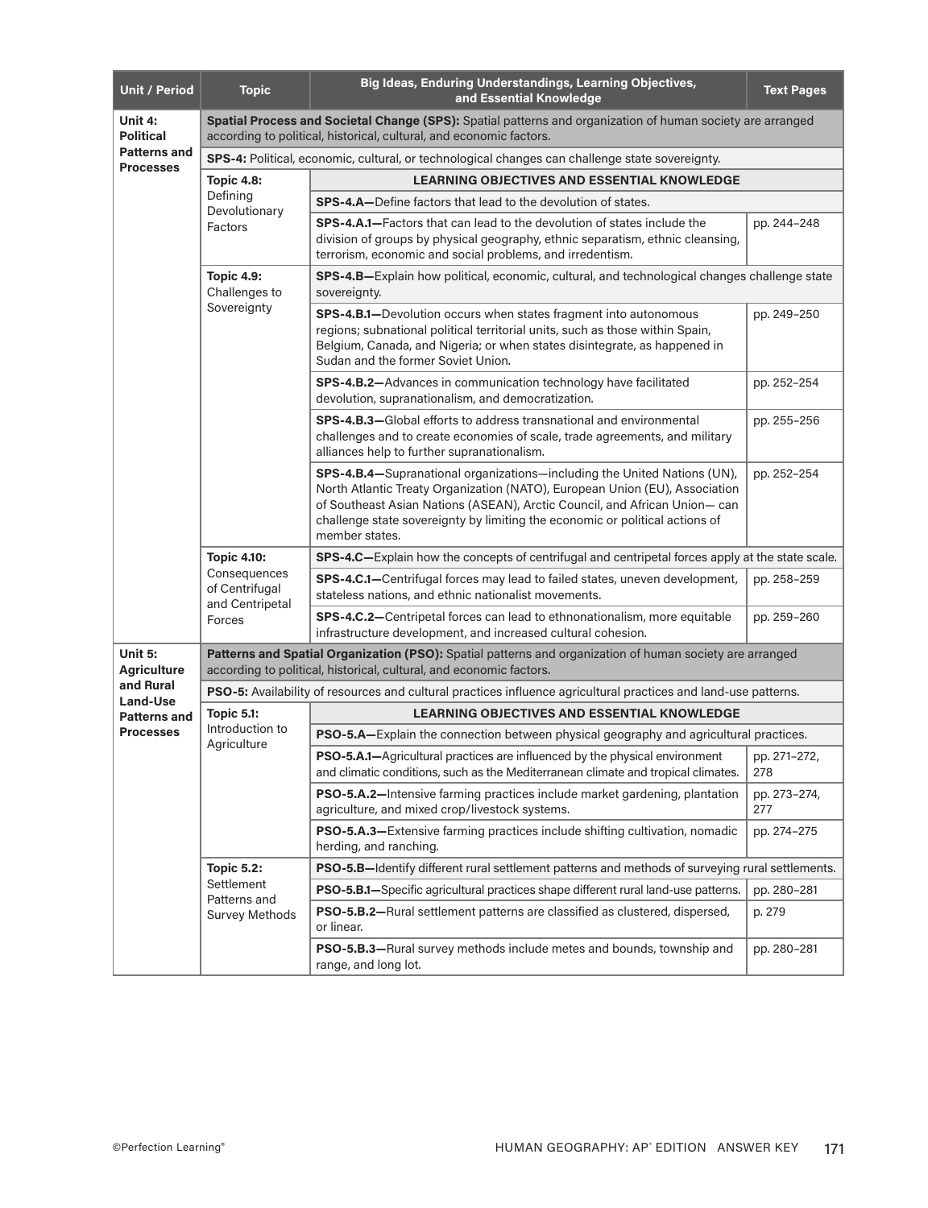| Unit / Period | Topic | Big Ideas, Enduring Understandings, Learning Objectives, and Essential Knowledge | Text Pages |
|---|---|---|---|
| **Unit 4: Political Patterns and Processes** | **Spatial Process and Societal Change (SPS):** Spatial patterns and organization of human society are arranged according to political, historical, cultural, and economic factors. | | |
| | **SPS-4:** Political, economic, cultural, or technological changes can challenge state sovereignty. | | |
| | **Topic 4.8:** Defining Devolutionary Factors | **LEARNING OBJECTIVES AND ESSENTIAL KNOWLEDGE** | |
| | | **SPS-4.A—**Define factors that lead to the devolution of states. | |
| | | **SPS-4.A.1—**Factors that can lead to the devolution of states include the division of groups by physical geography, ethnic separatism, ethnic cleansing, terrorism, economic and social problems, and irredentism. | pp. 244–248 |
| | **Topic 4.9:** Challenges to Sovereignty | **SPS-4.B—**Explain how political, economic, cultural, and technological changes challenge state sovereignty. | |
| | | **SPS-4.B.1—**Devolution occurs when states fragment into autonomous regions; subnational political territorial units, such as those within Spain, Belgium, Canada, and Nigeria; or when states disintegrate, as happened in Sudan and the former Soviet Union. | pp. 249–250 |
| | | **SPS-4.B.2—**Advances in communication technology have facilitated devolution, supranationalism, and democratization. | pp. 252–254 |
| | | **SPS-4.B.3—**Global efforts to address transnational and environmental challenges and to create economies of scale, trade agreements, and military alliances help to further supranationalism. | pp. 255–256 |
| | | **SPS-4.B.4—**Supranational organizations—including the United Nations (UN), North Atlantic Treaty Organization (NATO), European Union (EU), Association of Southeast Asian Nations (ASEAN), Arctic Council, and African Union— can challenge state sovereignty by limiting the economic or political actions of member states. | pp. 252–254 |
| | **Topic 4.10:** Consequences of Centrifugal and Centripetal Forces | **SPS-4.C—**Explain how the concepts of centrifugal and centripetal forces apply at the state scale. | |
| | | **SPS-4.C.1—**Centrifugal forces may lead to failed states, uneven development, stateless nations, and ethnic nationalist movements. | pp. 258–259 |
| | | **SPS-4.C.2—**Centripetal forces can lead to ethnonationalism, more equitable infrastructure development, and increased cultural cohesion. | pp. 259–260 |
| **Unit 5: Agriculture and Rural Land-Use Patterns and Processes** | **Patterns and Spatial Organization (PSO):** Spatial patterns and organization of human society are arranged according to political, historical, cultural, and economic factors. | | |
| | **PSO-5:** Availability of resources and cultural practices influence agricultural practices and land-use patterns. | | |
| | **Topic 5.1:** Introduction to Agriculture | **LEARNING OBJECTIVES AND ESSENTIAL KNOWLEDGE** | |
| | | **PSO-5.A—**Explain the connection between physical geography and agricultural practices. | |
| | | **PSO-5.A.1—**Agricultural practices are influenced by the physical environment and climatic conditions, such as the Mediterranean climate and tropical climates. | pp. 271–272, 278 |
| | | **PSO-5.A.2—**Intensive farming practices include market gardening, plantation agriculture, and mixed crop/livestock systems. | pp. 273–274, 277 |
| | | **PSO-5.A.3—**Extensive farming practices include shifting cultivation, nomadic herding, and ranching. | pp. 274–275 |
| | **Topic 5.2:** Settlement Patterns and Survey Methods | **PSO-5.B—**Identify different rural settlement patterns and methods of surveying rural settlements. | |
| | | **PSO-5.B.1—**Specific agricultural practices shape different rural land-use patterns. | pp. 280–281 |
| | | **PSO-5.B.2—**Rural settlement patterns are classified as clustered, dispersed, or linear. | p. 279 |
| | | **PSO-5.B.3—**Rural survey methods include metes and bounds, township and range, and long lot. | pp. 280–281 |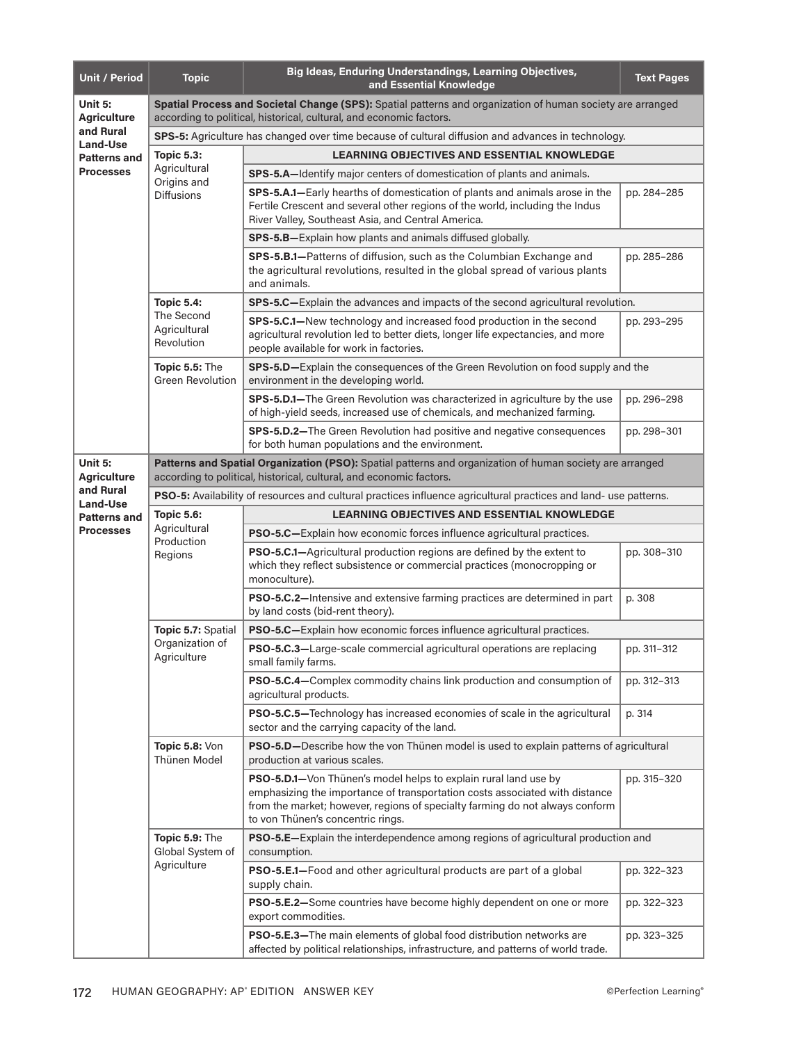| Unit / Period | Topic | Big Ideas, Enduring Understandings, Learning Objectives, and Essential Knowledge | Text Pages |
|---|---|---|---|
| **Unit 5: Agriculture and Rural Land-Use Patterns and Processes** | **Spatial Process and Societal Change (SPS):** Spatial patterns and organization of human society are arranged according to political, historical, cultural, and economic factors. | | |
| | **SPS-5:** Agriculture has changed over time because of cultural diffusion and advances in technology. | | |
| | **Topic 5.3:** Agricultural Origins and Diffusions | **LEARNING OBJECTIVES AND ESSENTIAL KNOWLEDGE** | |
| | | **SPS-5.A—**Identify major centers of domestication of plants and animals. | |
| | | **SPS-5.A.1—**Early hearths of domestication of plants and animals arose in the Fertile Crescent and several other regions of the world, including the Indus River Valley, Southeast Asia, and Central America. | pp. 284–285 |
| | | **SPS-5.B—**Explain how plants and animals diffused globally. | |
| | | **SPS-5.B.1—**Patterns of diffusion, such as the Columbian Exchange and the agricultural revolutions, resulted in the global spread of various plants and animals. | pp. 285–286 |
| | **Topic 5.4:** The Second Agricultural Revolution | **SPS-5.C—**Explain the advances and impacts of the second agricultural revolution. | |
| | | **SPS-5.C.1—**New technology and increased food production in the second agricultural revolution led to better diets, longer life expectancies, and more people available for work in factories. | pp. 293–295 |
| | **Topic 5.5:** The Green Revolution | **SPS-5.D—**Explain the consequences of the Green Revolution on food supply and the environment in the developing world. | |
| | | **SPS-5.D.1—**The Green Revolution was characterized in agriculture by the use of high-yield seeds, increased use of chemicals, and mechanized farming. | pp. 296–298 |
| | | **SPS-5.D.2—**The Green Revolution had positive and negative consequences for both human populations and the environment. | pp. 298–301 |
| **Unit 5: Agriculture and Rural Land-Use Patterns and Processes** | **Patterns and Spatial Organization (PSO):** Spatial patterns and organization of human society are arranged according to political, historical, cultural, and economic factors. | | |
| | **PSO-5:** Availability of resources and cultural practices influence agricultural practices and land- use patterns. | | |
| | **Topic 5.6:** Agricultural Production Regions | **LEARNING OBJECTIVES AND ESSENTIAL KNOWLEDGE** | |
| | | **PSO-5.C—**Explain how economic forces influence agricultural practices. | |
| | | **PSO-5.C.1—**Agricultural production regions are defined by the extent to which they reflect subsistence or commercial practices (monocropping or monoculture). | pp. 308–310 |
| | | **PSO-5.C.2—**Intensive and extensive farming practices are determined in part by land costs (bid-rent theory). | p. 308 |
| | **Topic 5.7:** Spatial Organization of Agriculture | **PSO-5.C—**Explain how economic forces influence agricultural practices. | |
| | | **PSO-5.C.3—**Large-scale commercial agricultural operations are replacing small family farms. | pp. 311–312 |
| | | **PSO-5.C.4—**Complex commodity chains link production and consumption of agricultural products. | pp. 312–313 |
| | | **PSO-5.C.5—**Technology has increased economies of scale in the agricultural sector and the carrying capacity of the land. | p. 314 |
| | **Topic 5.8:** Von Thünen Model | **PSO-5.D—**Describe how the von Thünen model is used to explain patterns of agricultural production at various scales. | |
| | | **PSO-5.D.1—**Von Thünen's model helps to explain rural land use by emphasizing the importance of transportation costs associated with distance from the market; however, regions of specialty farming do not always conform to von Thünen's concentric rings. | pp. 315–320 |
| | **Topic 5.9:** The Global System of Agriculture | **PSO-5.E—**Explain the interdependence among regions of agricultural production and consumption. | |
| | | **PSO-5.E.1—**Food and other agricultural products are part of a global supply chain. | pp. 322–323 |
| | | **PSO-5.E.2—**Some countries have become highly dependent on one or more export commodities. | pp. 322–323 |
| | | **PSO-5.E.3—**The main elements of global food distribution networks are affected by political relationships, infrastructure, and patterns of world trade. | pp. 323–325 |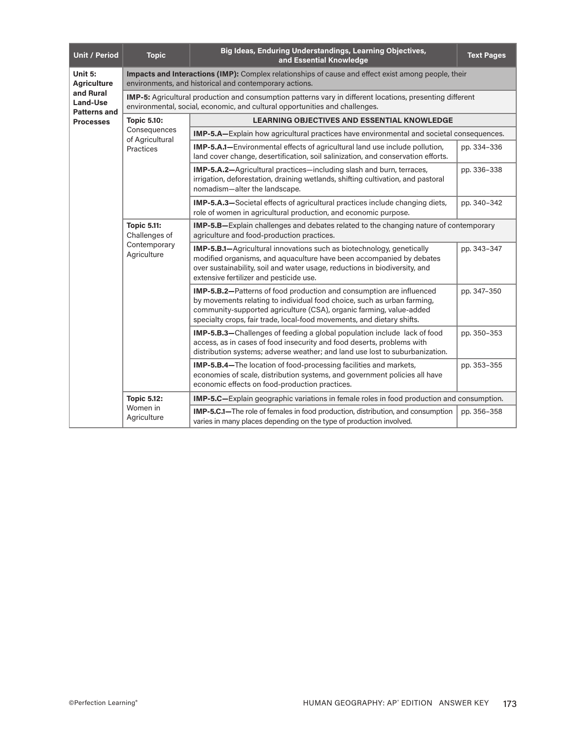| Unit / Period | Topic | Big Ideas, Enduring Understandings, Learning Objectives, and Essential Knowledge | Text Pages |
|---|---|---|---|
| **Unit 5: Agriculture and Rural Land-Use Patterns and Processes** | **Impacts and Interactions (IMP):** Complex relationships of cause and effect exist among people, their environments, and historical and contemporary actions. | | |
| | **IMP-5:** Agricultural production and consumption patterns vary in different locations, presenting different environmental, social, economic, and cultural opportunities and challenges. | | |
| | **Topic 5.10:** Consequences of Agricultural Practices | **LEARNING OBJECTIVES AND ESSENTIAL KNOWLEDGE** | |
| | | **IMP-5.A—**Explain how agricultural practices have environmental and societal consequences. | |
| | | **IMP-5.A.1—**Environmental effects of agricultural land use include pollution, land cover change, desertification, soil salinization, and conservation efforts. | pp. 334–336 |
| | | **IMP-5.A.2—**Agricultural practices—including slash and burn, terraces, irrigation, deforestation, draining wetlands, shifting cultivation, and pastoral nomadism—alter the landscape. | pp. 336–338 |
| | | **IMP-5.A.3—**Societal effects of agricultural practices include changing diets, role of women in agricultural production, and economic purpose. | pp. 340–342 |
| | **Topic 5.11:** Challenges of Contemporary Agriculture | **IMP-5.B—**Explain challenges and debates related to the changing nature of contemporary agriculture and food-production practices. | |
| | | **IMP-5.B.1—**Agricultural innovations such as biotechnology, genetically modified organisms, and aquaculture have been accompanied by debates over sustainability, soil and water usage, reductions in biodiversity, and extensive fertilizer and pesticide use. | pp. 343–347 |
| | | **IMP-5.B.2—**Patterns of food production and consumption are influenced by movements relating to individual food choice, such as urban farming, community-supported agriculture (CSA), organic farming, value-added specialty crops, fair trade, local-food movements, and dietary shifts. | pp. 347–350 |
| | | **IMP-5.B.3—**Challenges of feeding a global population include lack of food access, as in cases of food insecurity and food deserts, problems with distribution systems; adverse weather; and land use lost to suburbanization. | pp. 350–353 |
| | | **IMP-5.B.4—**The location of food-processing facilities and markets, economies of scale, distribution systems, and government policies all have economic effects on food-production practices. | pp. 353–355 |
| | **Topic 5.12:** Women in Agriculture | **IMP-5.C—**Explain geographic variations in female roles in food production and consumption. | |
| | | **IMP-5.C.1—**The role of females in food production, distribution, and consumption varies in many places depending on the type of production involved. | pp. 356–358 |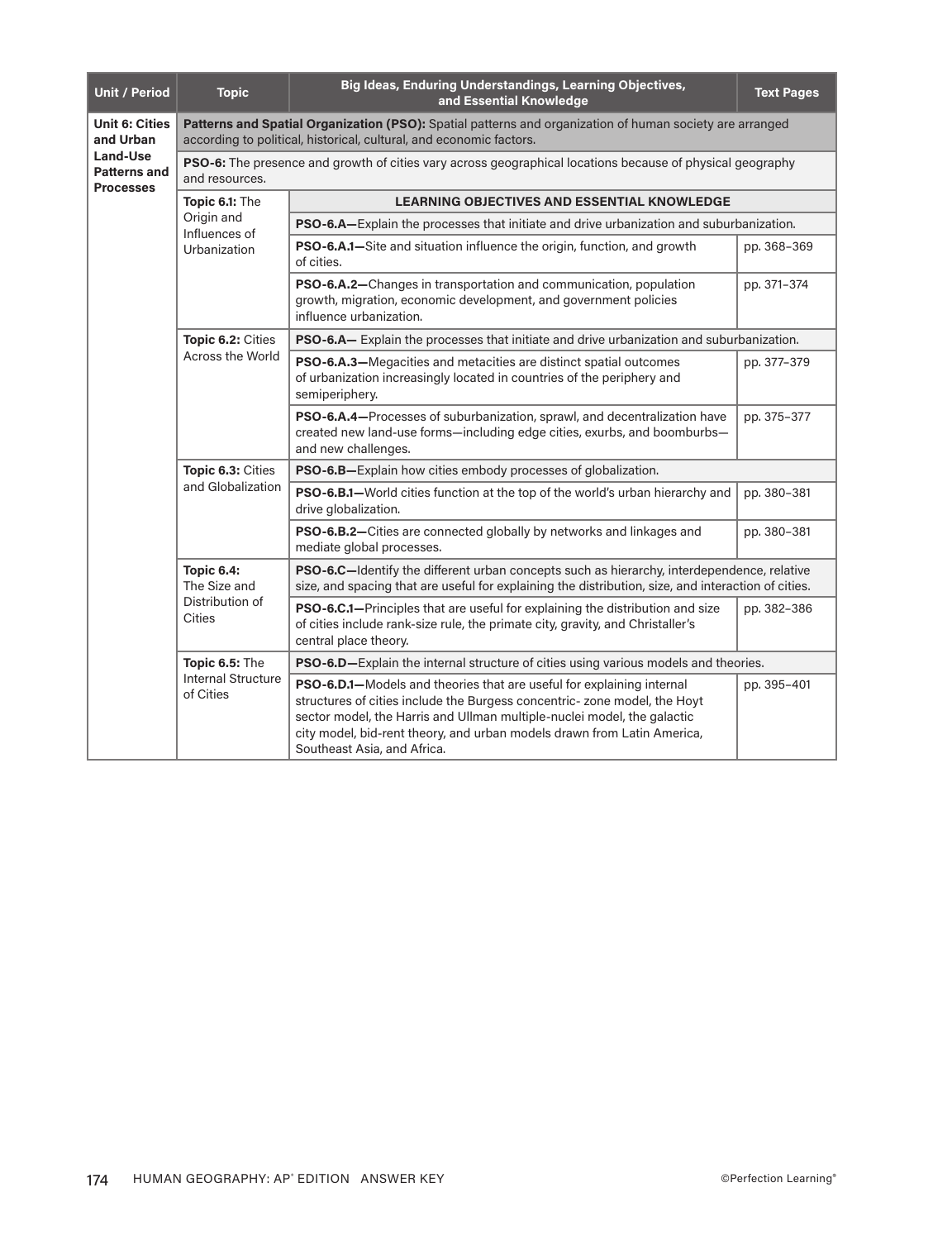| Unit / Period | Topic | Big Ideas, Enduring Understandings, Learning Objectives, and Essential Knowledge | Text Pages |
|---|---|---|---|
| **Unit 6: Cities and Urban Land-Use Patterns and Processes** | **Patterns and Spatial Organization (PSO):** Spatial patterns and organization of human society are arranged according to political, historical, cultural, and economic factors. | | |
| | **PSO-6:** The presence and growth of cities vary across geographical locations because of physical geography and resources. | | |
| | **Topic 6.1:** The Origin and Influences of Urbanization | **LEARNING OBJECTIVES AND ESSENTIAL KNOWLEDGE** | |
| | | **PSO-6.A—**Explain the processes that initiate and drive urbanization and suburbanization. | |
| | | **PSO-6.A.1—**Site and situation influence the origin, function, and growth of cities. | pp. 368–369 |
| | | **PSO-6.A.2—**Changes in transportation and communication, population growth, migration, economic development, and government policies influence urbanization. | pp. 371–374 |
| | **Topic 6.2:** Cities Across the World | **PSO-6.A—** Explain the processes that initiate and drive urbanization and suburbanization. | |
| | | **PSO-6.A.3—**Megacities and metacities are distinct spatial outcomes of urbanization increasingly located in countries of the periphery and semiperiphery. | pp. 377–379 |
| | | **PSO-6.A.4—**Processes of suburbanization, sprawl, and decentralization have created new land-use forms—including edge cities, exurbs, and boomburbs—and new challenges. | pp. 375–377 |
| | **Topic 6.3:** Cities and Globalization | **PSO-6.B—**Explain how cities embody processes of globalization. | |
| | | **PSO-6.B.1—**World cities function at the top of the world's urban hierarchy and drive globalization. | pp. 380–381 |
| | | **PSO-6.B.2—**Cities are connected globally by networks and linkages and mediate global processes. | pp. 380–381 |
| | **Topic 6.4:** The Size and Distribution of Cities | **PSO-6.C—**Identify the different urban concepts such as hierarchy, interdependence, relative size, and spacing that are useful for explaining the distribution, size, and interaction of cities. | |
| | | **PSO-6.C.1—**Principles that are useful for explaining the distribution and size of cities include rank-size rule, the primate city, gravity, and Christaller's central place theory. | pp. 382–386 |
| | **Topic 6.5:** The Internal Structure of Cities | **PSO-6.D—**Explain the internal structure of cities using various models and theories. | |
| | | **PSO-6.D.1—**Models and theories that are useful for explaining internal structures of cities include the Burgess concentric- zone model, the Hoyt sector model, the Harris and Ullman multiple-nuclei model, the galactic city model, bid-rent theory, and urban models drawn from Latin America, Southeast Asia, and Africa. | pp. 395–401 |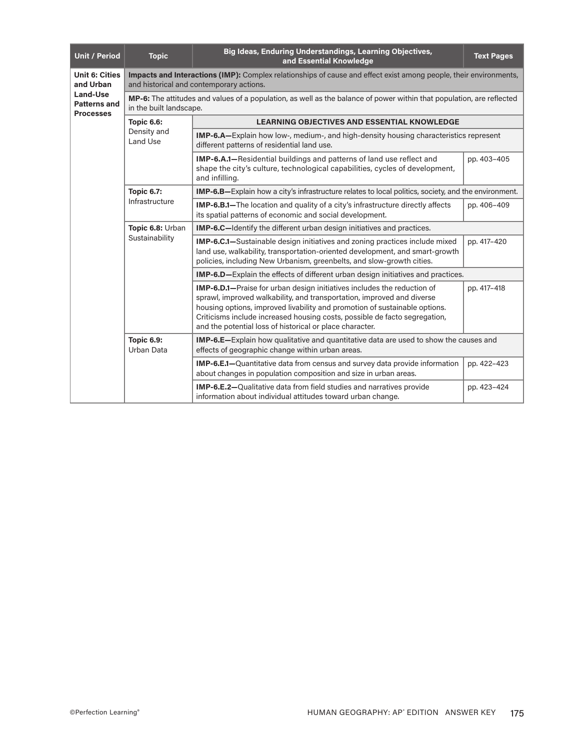| Unit / Period | Topic | Big Ideas, Enduring Understandings, Learning Objectives, and Essential Knowledge | Text Pages |
|---|---|---|---|
| **Unit 6: Cities and Urban Land-Use Patterns and Processes** | **Impacts and Interactions (IMP):** Complex relationships of cause and effect exist among people, their environments, and historical and contemporary actions. | | |
| | **MP-6:** The attitudes and values of a population, as well as the balance of power within that population, are reflected in the built landscape. | | |
| | **Topic 6.6:** Density and Land Use | **LEARNING OBJECTIVES AND ESSENTIAL KNOWLEDGE** | |
| | | **IMP-6.A—**Explain how low-, medium-, and high-density housing characteristics represent different patterns of residential land use. | |
| | | **IMP-6.A.1—**Residential buildings and patterns of land use reflect and shape the city's culture, technological capabilities, cycles of development, and infilling. | pp. 403–405 |
| | **Topic 6.7:** Infrastructure | **IMP-6.B—**Explain how a city's infrastructure relates to local politics, society, and the environment. | |
| | | **IMP-6.B.1—**The location and quality of a city's infrastructure directly affects its spatial patterns of economic and social development. | pp. 406–409 |
| | **Topic 6.8:** Urban Sustainability | **IMP-6.C—**Identify the different urban design initiatives and practices. | |
| | | **IMP-6.C.1—**Sustainable design initiatives and zoning practices include mixed land use, walkability, transportation-oriented development, and smart-growth policies, including New Urbanism, greenbelts, and slow-growth cities. | pp. 417–420 |
| | | **IMP-6.D—**Explain the effects of different urban design initiatives and practices. | |
| | | **IMP-6.D.1—**Praise for urban design initiatives includes the reduction of sprawl, improved walkability, and transportation, improved and diverse housing options, improved livability and promotion of sustainable options. Criticisms include increased housing costs, possible de facto segregation, and the potential loss of historical or place character. | pp. 417–418 |
| | **Topic 6.9:** Urban Data | **IMP-6.E—**Explain how qualitative and quantitative data are used to show the causes and effects of geographic change within urban areas. | |
| | | **IMP-6.E.1—**Quantitative data from census and survey data provide information about changes in population composition and size in urban areas. | pp. 422–423 |
| | | **IMP-6.E.2—**Qualitative data from field studies and narratives provide information about individual attitudes toward urban change. | pp. 423–424 |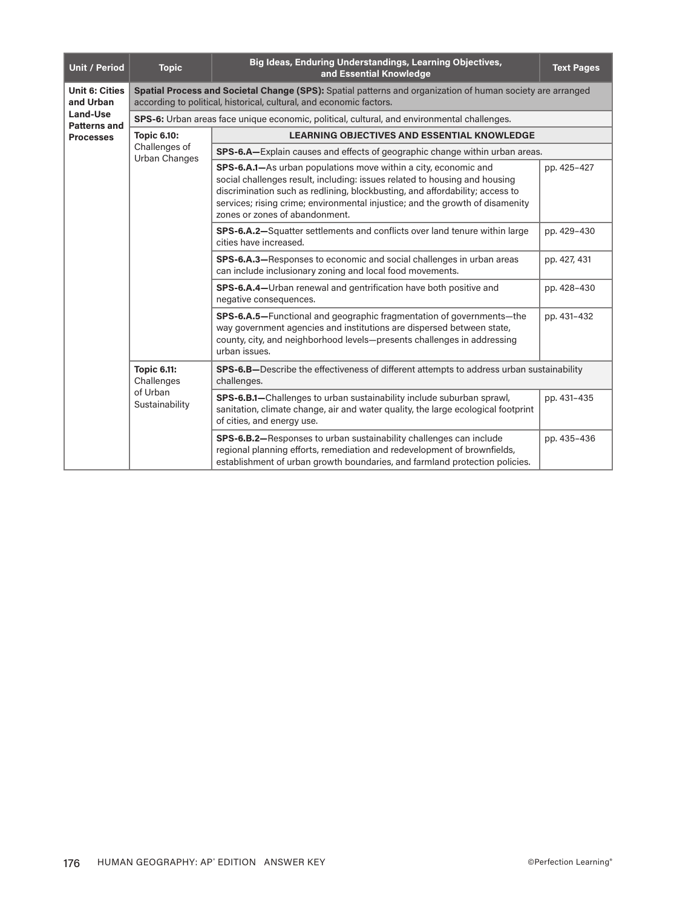| Unit / Period | Topic | Big Ideas, Enduring Understandings, Learning Objectives, and Essential Knowledge | Text Pages |
|---|---|---|---|
| **Unit 6: Cities and Urban Land-Use Patterns and Processes** | **Spatial Process and Societal Change (SPS):** Spatial patterns and organization of human society are arranged according to political, historical, cultural, and economic factors. | | |
| | **SPS-6:** Urban areas face unique economic, political, cultural, and environmental challenges. | | |
| | **Topic 6.10:** Challenges of Urban Changes | **LEARNING OBJECTIVES AND ESSENTIAL KNOWLEDGE** | |
| | | **SPS-6.A—**Explain causes and effects of geographic change within urban areas. | |
| | | **SPS-6.A.1—**As urban populations move within a city, economic and social challenges result, including: issues related to housing and housing discrimination such as redlining, blockbusting, and affordability; access to services; rising crime; environmental injustice; and the growth of disamenity zones or zones of abandonment. | pp. 425–427 |
| | | **SPS-6.A.2—**Squatter settlements and conflicts over land tenure within large cities have increased. | pp. 429–430 |
| | | **SPS-6.A.3—**Responses to economic and social challenges in urban areas can include inclusionary zoning and local food movements. | pp. 427, 431 |
| | | **SPS-6.A.4—**Urban renewal and gentrification have both positive and negative consequences. | pp. 428–430 |
| | | **SPS-6.A.5—**Functional and geographic fragmentation of governments—the way government agencies and institutions are dispersed between state, county, city, and neighborhood levels—presents challenges in addressing urban issues. | pp. 431–432 |
| | **Topic 6.11:** Challenges of Urban Sustainability | **SPS-6.B—**Describe the effectiveness of different attempts to address urban sustainability challenges. | |
| | | **SPS-6.B.1—**Challenges to urban sustainability include suburban sprawl, sanitation, climate change, air and water quality, the large ecological footprint of cities, and energy use. | pp. 431–435 |
| | | **SPS-6.B.2—**Responses to urban sustainability challenges can include regional planning efforts, remediation and redevelopment of brownfields, establishment of urban growth boundaries, and farmland protection policies. | pp. 435–436 |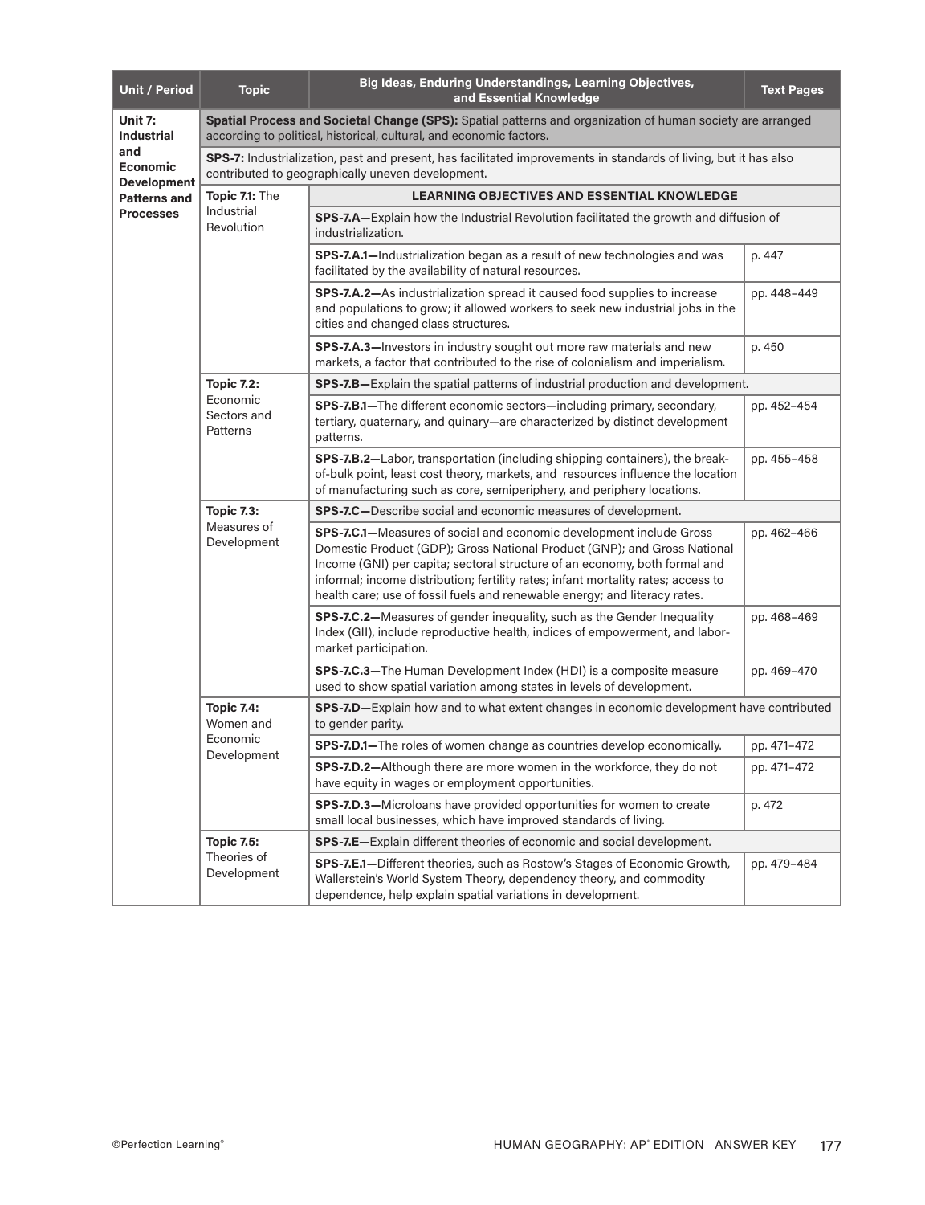| Unit / Period | Topic | Big Ideas, Enduring Understandings, Learning Objectives, and Essential Knowledge | Text Pages |
|---|---|---|---|
| **Unit 7: Industrial and Economic Development Patterns and Processes** | **Spatial Process and Societal Change (SPS):** Spatial patterns and organization of human society are arranged according to political, historical, cultural, and economic factors. | | |
| | **SPS-7:** Industrialization, past and present, has facilitated improvements in standards of living, but it has also contributed to geographically uneven development. | | |
| | **Topic 7.1:** The Industrial Revolution | **LEARNING OBJECTIVES AND ESSENTIAL KNOWLEDGE** | |
| | | **SPS-7.A—**Explain how the Industrial Revolution facilitated the growth and diffusion of industrialization. | |
| | | **SPS-7.A.1—**Industrialization began as a result of new technologies and was facilitated by the availability of natural resources. | p. 447 |
| | | **SPS-7.A.2—**As industrialization spread it caused food supplies to increase and populations to grow; it allowed workers to seek new industrial jobs in the cities and changed class structures. | pp. 448–449 |
| | | **SPS-7.A.3—**Investors in industry sought out more raw materials and new markets, a factor that contributed to the rise of colonialism and imperialism. | p. 450 |
| | **Topic 7.2:** Economic Sectors and Patterns | **SPS-7.B—**Explain the spatial patterns of industrial production and development. | |
| | | **SPS-7.B.1—**The different economic sectors—including primary, secondary, tertiary, quaternary, and quinary—are characterized by distinct development patterns. | pp. 452–454 |
| | | **SPS-7.B.2—**Labor, transportation (including shipping containers), the break-of-bulk point, least cost theory, markets, and resources influence the location of manufacturing such as core, semiperiphery, and periphery locations. | pp. 455–458 |
| | **Topic 7.3:** Measures of Development | **SPS-7.C—**Describe social and economic measures of development. | |
| | | **SPS-7.C.1—**Measures of social and economic development include Gross Domestic Product (GDP); Gross National Product (GNP); and Gross National Income (GNI) per capita; sectoral structure of an economy, both formal and informal; income distribution; fertility rates; infant mortality rates; access to health care; use of fossil fuels and renewable energy; and literacy rates. | pp. 462–466 |
| | | **SPS-7.C.2—**Measures of gender inequality, such as the Gender Inequality Index (GII), include reproductive health, indices of empowerment, and labor-market participation. | pp. 468–469 |
| | | **SPS-7.C.3—**The Human Development Index (HDI) is a composite measure used to show spatial variation among states in levels of development. | pp. 469–470 |
| | **Topic 7.4:** Women and Economic Development | **SPS-7.D—**Explain how and to what extent changes in economic development have contributed to gender parity. | |
| | | **SPS-7.D.1—**The roles of women change as countries develop economically. | pp. 471–472 |
| | | **SPS-7.D.2—**Although there are more women in the workforce, they do not have equity in wages or employment opportunities. | pp. 471–472 |
| | | **SPS-7.D.3—**Microloans have provided opportunities for women to create small local businesses, which have improved standards of living. | p. 472 |
| | **Topic 7.5:** Theories of Development | **SPS-7.E—**Explain different theories of economic and social development. | |
| | | **SPS-7.E.1—**Different theories, such as Rostow's Stages of Economic Growth, Wallerstein's World System Theory, dependency theory, and commodity dependence, help explain spatial variations in development. | pp. 479–484 |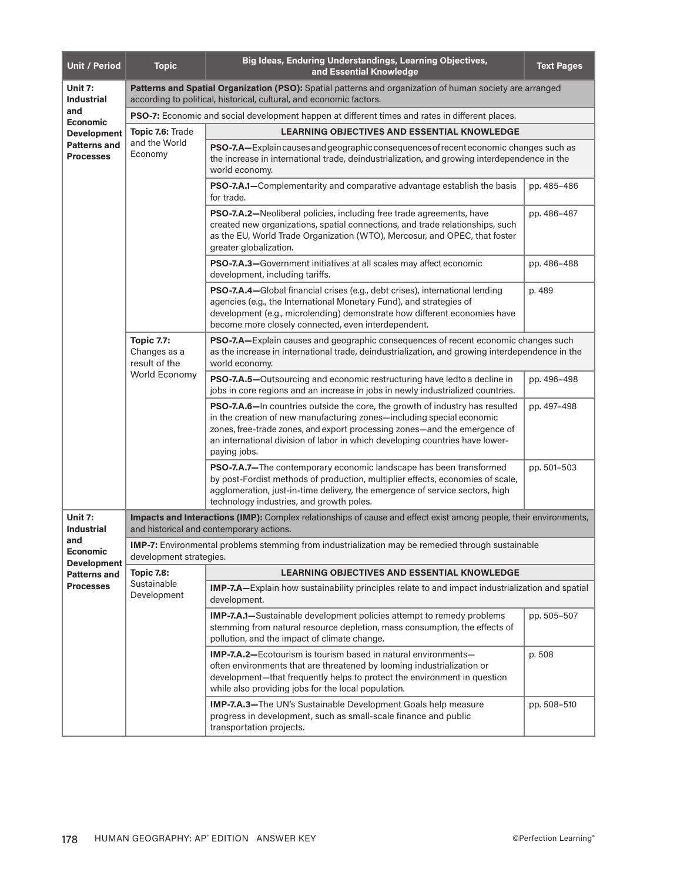| Unit / Period | Topic | Big Ideas, Enduring Understandings, Learning Objectives, and Essential Knowledge | Text Pages |
|---|---|---|---|
| **Unit 7: Industrial and Economic Development Patterns and Processes** | **Patterns and Spatial Organization (PSO):** Spatial patterns and organization of human society are arranged according to political, historical, cultural, and economic factors. | | |
| | **PSO-7:** Economic and social development happen at different times and rates in different places. | | |
| | **Topic 7.6:** Trade and the World Economy | **LEARNING OBJECTIVES AND ESSENTIAL KNOWLEDGE** | |
| | | **PSO-7.A—**Explain causes and geographic consequences of recent economic changes such as the increase in international trade, deindustrialization, and growing interdependence in the world economy. | |
| | | **PSO-7.A.1—**Complementarity and comparative advantage establish the basis for trade. | pp. 485–486 |
| | | **PSO-7.A.2—**Neoliberal policies, including free trade agreements, have created new organizations, spatial connections, and trade relationships, such as the EU, World Trade Organization (WTO), Mercosur, and OPEC, that foster greater globalization. | pp. 486–487 |
| | | **PSO-7.A.3—**Government initiatives at all scales may affect economic development, including tariffs. | pp. 486–488 |
| | | **PSO-7.A.4—**Global financial crises (e.g., debt crises), international lending agencies (e.g., the International Monetary Fund), and strategies of development (e.g., microlending) demonstrate how different economies have become more closely connected, even interdependent. | p. 489 |
| | **Topic 7.7:** Changes as a result of the World Economy | **PSO-7.A—**Explain causes and geographic consequences of recent economic changes such as the increase in international trade, deindustrialization, and growing interdependence in the world economy. | |
| | | **PSO-7.A.5—**Outsourcing and economic restructuring have ledto a decline in jobs in core regions and an increase in jobs in newly industrialized countries. | pp. 496–498 |
| | | **PSO-7.A.6—**In countries outside the core, the growth of industry has resulted in the creation of new manufacturing zones—including special economic zones, free-trade zones, and export processing zones—and the emergence of an international division of labor in which developing countries have lower-paying jobs. | pp. 497–498 |
| | | **PSO-7.A.7—**The contemporary economic landscape has been transformed by post-Fordist methods of production, multiplier effects, economies of scale, agglomeration, just-in-time delivery, the emergence of service sectors, high technology industries, and growth poles. | pp. 501–503 |
| **Unit 7: Industrial and Economic Development Patterns and Processes** | **Impacts and Interactions (IMP):** Complex relationships of cause and effect exist among people, their environments, and historical and contemporary actions. | | |
| | **IMP-7:** Environmental problems stemming from industrialization may be remedied through sustainable development strategies. | | |
| | **Topic 7.8:** Sustainable Development | **LEARNING OBJECTIVES AND ESSENTIAL KNOWLEDGE** | |
| | | **IMP-7.A—**Explain how sustainability principles relate to and impact industrialization and spatial development. | |
| | | **IMP-7.A.1—**Sustainable development policies attempt to remedy problems stemming from natural resource depletion, mass consumption, the effects of pollution, and the impact of climate change. | pp. 505–507 |
| | | **IMP-7.A.2—**Ecotourism is tourism based in natural environments—often environments that are threatened by looming industrialization or development—that frequently helps to protect the environment in question while also providing jobs for the local population. | p. 508 |
| | | **IMP-7.A.3—**The UN's Sustainable Development Goals help measure progress in development, such as small-scale finance and public transportation projects. | pp. 508–510 |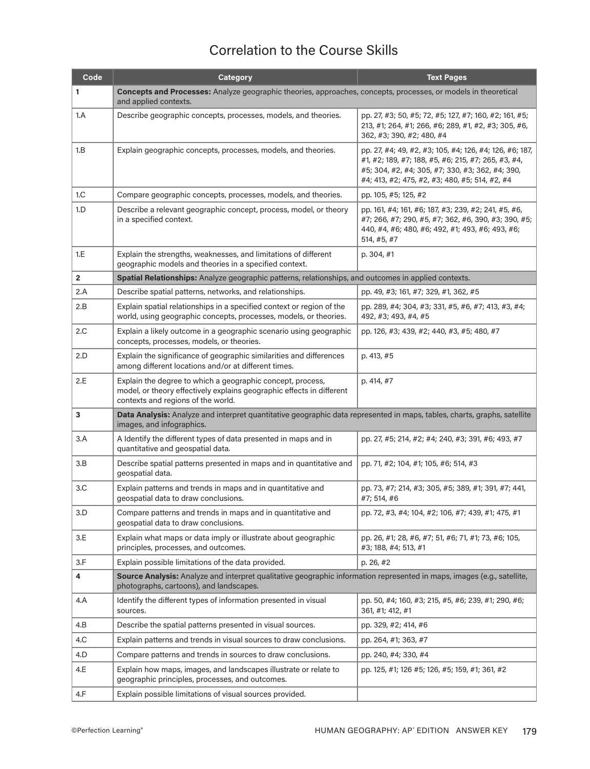# Correlation to the Course Skills

| Code | Category | Text Pages |
|---|---|---|
| **1** | **Concepts and Processes:** Analyze geographic theories, approaches, concepts, processes, or models in theoretical and applied contexts. | |
| 1.A | Describe geographic concepts, processes, models, and theories. | pp. 27, #3; 50, #5; 72, #5; 127, #7; 160, #2; 161, #5; 213, #1; 264, #1; 266, #6; 289, #1, #2, #3; 305, #6, 362, #3; 390, #2; 480, #4 |
| 1.B | Explain geographic concepts, processes, models, and theories. | pp. 27, #4; 49, #2, #3; 105, #4; 126, #4; 126, #6; 187, #1, #2; 189, #7; 188, #5, #6; 215, #7; 265, #3, #4, #5; 304, #2, #4; 305, #7; 330, #3; 362, #4; 390, #4; 413, #2; 475, #2, #3; 480, #5; 514, #2, #4 |
| 1.C | Compare geographic concepts, processes, models, and theories. | pp. 105, #5; 125, #2 |
| 1.D | Describe a relevant geographic concept, process, model, or theory in a specified context. | pp. 161, #4; 161, #6; 187, #3; 239, #2; 241, #5, #6, #7; 266, #7; 290, #5, #7; 362, #6, 390, #3; 390, #5; 440, #4, #6; 480, #6; 492, #1; 493, #6; 493, #6; 514, #5, #7 |
| 1.E | Explain the strengths, weaknesses, and limitations of different geographic models and theories in a specified context. | p. 304, #1 |
| **2** | **Spatial Relationships:** Analyze geographic patterns, relationships, and outcomes in applied contexts. | |
| 2.A | Describe spatial patterns, networks, and relationships. | pp. 49, #3; 161, #7; 329, #1, 362, #5 |
| 2.B | Explain spatial relationships in a specified context or region of the world, using geographic concepts, processes, models, or theories. | pp. 289, #4; 304, #3; 331, #5, #6, #7; 413, #3, #4; 492, #3; 493, #4, #5 |
| 2.C | Explain a likely outcome in a geographic scenario using geographic concepts, processes, models, or theories. | pp. 126, #3; 439, #2; 440, #3, #5; 480, #7 |
| 2.D | Explain the significance of geographic similarities and differences among different locations and/or at different times. | p. 413, #5 |
| 2.E | Explain the degree to which a geographic concept, process, model, or theory effectively explains geographic effects in different contexts and regions of the world. | p. 414, #7 |
| **3** | **Data Analysis:** Analyze and interpret quantitative geographic data represented in maps, tables, charts, graphs, satellite images, and infographics. | |
| 3.A | A Identify the different types of data presented in maps and in quantitative and geospatial data. | pp. 27, #5; 214, #2; #4; 240, #3; 391, #6; 493, #7 |
| 3.B | Describe spatial patterns presented in maps and in quantitative and geospatial data. | pp. 71, #2; 104, #1; 105, #6; 514, #3 |
| 3.C | Explain patterns and trends in maps and in quantitative and geospatial data to draw conclusions. | pp. 73, #7; 214, #3; 305, #5; 389, #1; 391, #7; 441, #7; 514, #6 |
| 3.D | Compare patterns and trends in maps and in quantitative and geospatial data to draw conclusions. | pp. 72, #3, #4; 104, #2; 106, #7; 439, #1; 475, #1 |
| 3.E | Explain what maps or data imply or illustrate about geographic principles, processes, and outcomes. | pp. 26, #1; 28, #6, #7; 51, #6; 71, #1; 73, #6; 105, #3; 188, #4; 513, #1 |
| 3.F | Explain possible limitations of the data provided. | p. 26, #2 |
| **4** | **Source Analysis:** Analyze and interpret qualitative geographic information represented in maps, images (e.g., satellite, photographs, cartoons), and landscapes. | |
| 4.A | Identify the different types of information presented in visual sources. | pp. 50, #4; 160, #3; 215, #5, #6; 239, #1; 290, #6; 361, #1; 412, #1 |
| 4.B | Describe the spatial patterns presented in visual sources. | pp. 329, #2; 414, #6 |
| 4.C | Explain patterns and trends in visual sources to draw conclusions. | pp. 264, #1; 363, #7 |
| 4.D | Compare patterns and trends in sources to draw conclusions. | pp. 240, #4; 330, #4 |
| 4.E | Explain how maps, images, and landscapes illustrate or relate to geographic principles, processes, and outcomes. | pp. 125, #1; 126 #5; 126, #5; 159, #1; 361, #2 |
| 4.F | Explain possible limitations of visual sources provided. | |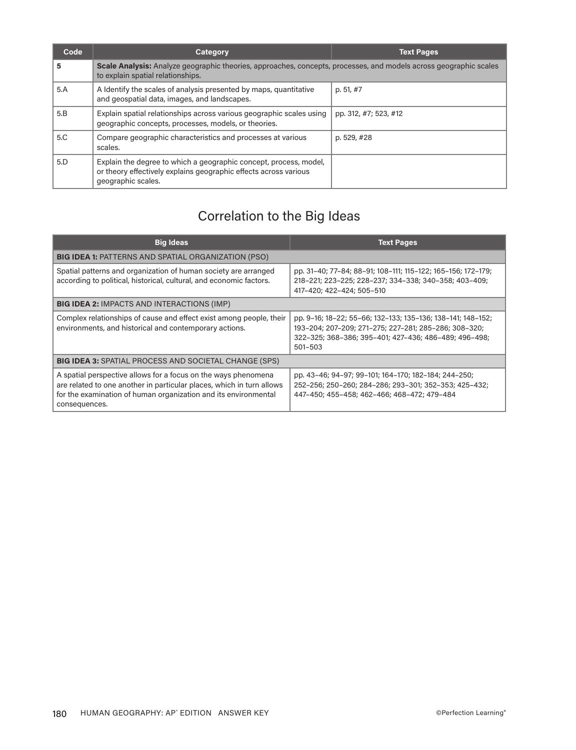| Code | Category | Text Pages |
|---|---|---|
| 5 | **Scale Analysis:** Analyze geographic theories, approaches, concepts, processes, and models across geographic scales to explain spatial relationships. | |
| 5.A | A Identify the scales of analysis presented by maps, quantitative and geospatial data, images, and landscapes. | p. 51, #7 |
| 5.B | Explain spatial relationships across various geographic scales using geographic concepts, processes, models, or theories. | pp. 312, #7; 523, #12 |
| 5.C | Compare geographic characteristics and processes at various scales. | p. 529, #28 |
| 5.D | Explain the degree to which a geographic concept, process, model, or theory effectively explains geographic effects across various geographic scales. | |

## Correlation to the Big Ideas

| Big Ideas | Text Pages |
|---|---|
| **BIG IDEA 1:** PATTERNS AND SPATIAL ORGANIZATION (PSO) | |
| Spatial patterns and organization of human society are arranged according to political, historical, cultural, and economic factors. | pp. 31–40; 77–84; 88–91; 108–111; 115–122; 165–156; 172–179; 218–221; 223–225; 228–237; 334–338; 340–358; 403–409; 417–420; 422–424; 505–510 |
| **BIG IDEA 2:** IMPACTS AND INTERACTIONS (IMP) | |
| Complex relationships of cause and effect exist among people, their environments, and historical and contemporary actions. | pp. 9–16; 18–22; 55–66; 132–133; 135–136; 138–141; 148–152; 193–204; 207–209; 271–275; 227–281; 285–286; 308–320; 322–325; 368–386; 395–401; 427–436; 486–489; 496–498; 501–503 |
| **BIG IDEA 3:** SPATIAL PROCESS AND SOCIETAL CHANGE (SPS) | |
| A spatial perspective allows for a focus on the ways phenomena are related to one another in particular places, which in turn allows for the examination of human organization and its environmental consequences. | pp. 43–46; 94–97; 99–101; 164–170; 182–184; 244–250; 252–256; 250–260; 284–286; 293–301; 352–353; 425–432; 447–450; 455–458; 462–466; 468–472; 479–484 |